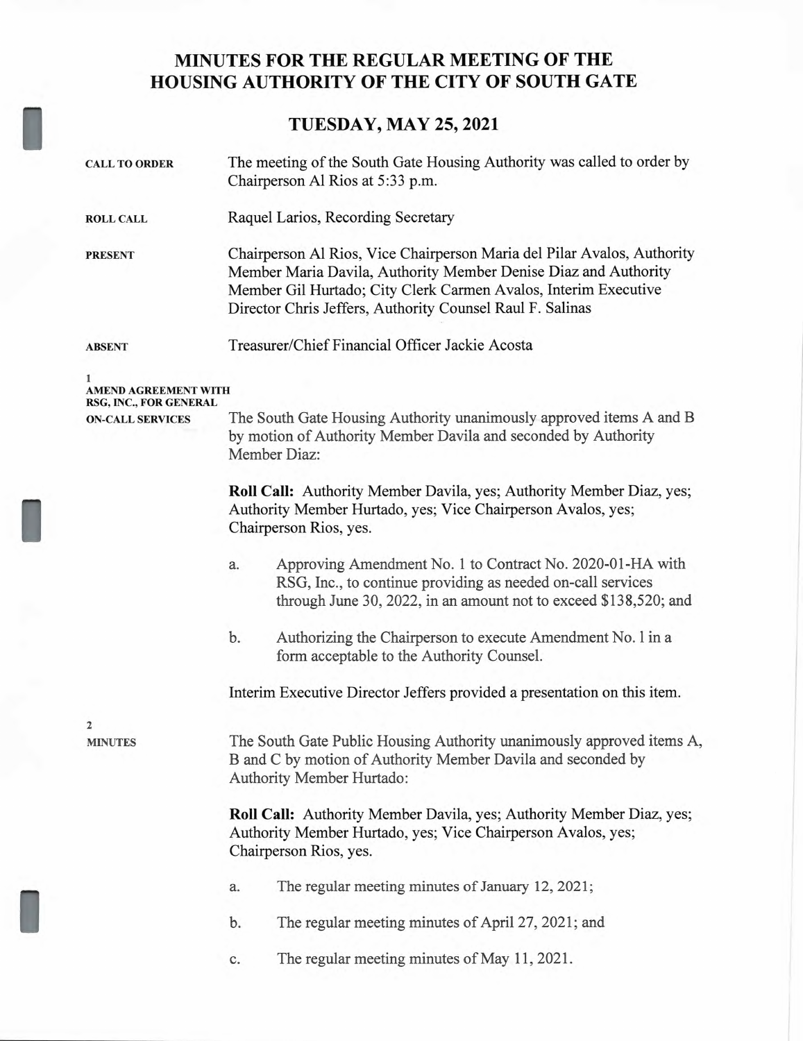# MINUTES FOR THE REGULAR MEETING OF THE HOUSING AUTHORITY OF THE CITY OF SOUTH GATE

## TUESDAY, MAY 25, 2021

**CALL TO ORDER**

The meeting of the South Gate Housing Authority was called to order by Chairperson Al Rios at 5:33 p.m.

**ROLL CALL**

Raquel Larios, Recording Secretary

**PRESENT**

Chairperson Al Rios, Vice Chairperson Maria del Pilar Avalos, Authority Member Maria Davila, Authority Member Denise Diaz and Authority Member Gil Hurtado; City Clerk Carmen Avalos, Interim Executive Director Chris Jeffers, Authority Counsel Raul F. Salinas

**ABSENT**

Treasurer/Chief Financial Officer Jackie Acosta

**1**
**AMEND AGREEMENT WITH RSG, INC., FOR GENERAL ON-CALL SERVICES**

The South Gate Housing Authority unanimously approved items A and B by motion of Authority Member Davila and seconded by Authority Member Diaz:

**Roll Call:** Authority Member Davila, yes; Authority Member Diaz, yes; Authority Member Hurtado, yes; Vice Chairperson Avalos, yes; Chairperson Rios, yes.

a. Approving Amendment No. 1 to Contract No. 2020-01-HA with RSG, Inc., to continue providing as needed on-call services through June 30, 2022, in an amount not to exceed $138,520; and

b. Authorizing the Chairperson to execute Amendment No. 1 in a form acceptable to the Authority Counsel.

Interim Executive Director Jeffers provided a presentation on this item.

**2**
**MINUTES**

The South Gate Public Housing Authority unanimously approved items A, B and C by motion of Authority Member Davila and seconded by Authority Member Hurtado:

**Roll Call:** Authority Member Davila, yes; Authority Member Diaz, yes; Authority Member Hurtado, yes; Vice Chairperson Avalos, yes; Chairperson Rios, yes.

a. The regular meeting minutes of January 12, 2021;

b. The regular meeting minutes of April 27, 2021; and

c. The regular meeting minutes of May 11, 2021.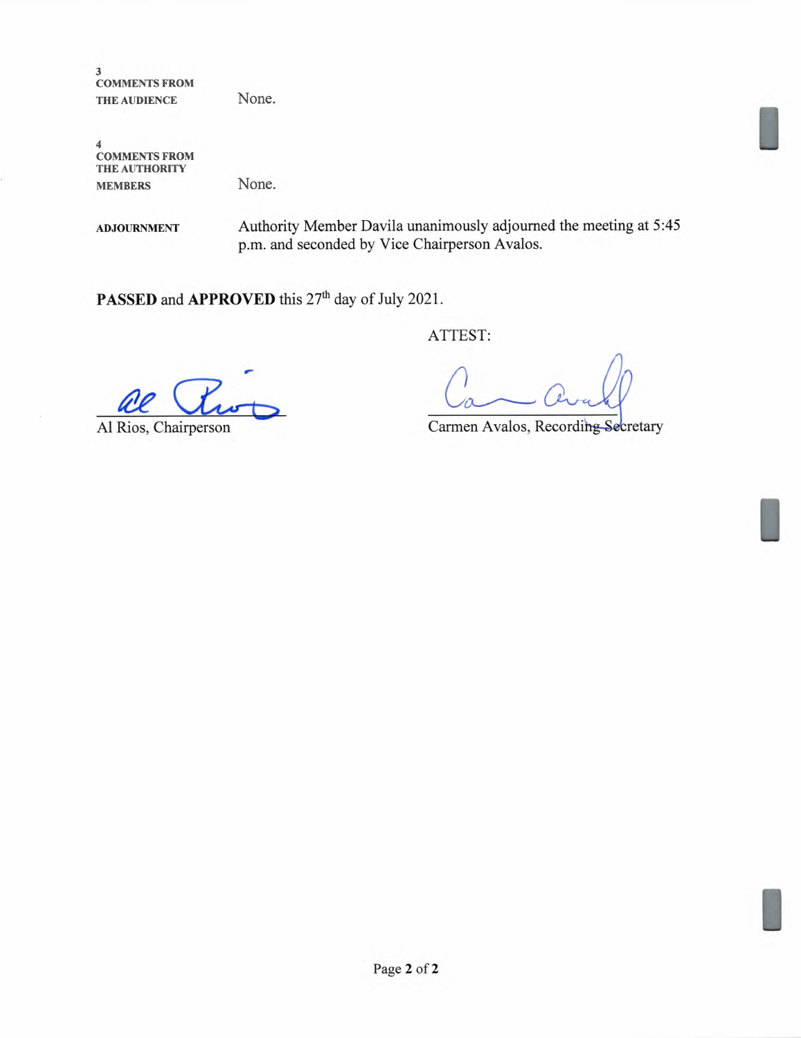**3**
**COMMENTS FROM THE AUDIENCE**

None.

**4**
**COMMENTS FROM THE AUTHORITY MEMBERS**

None.

**ADJOURNMENT**

Authority Member Davila unanimously adjourned the meeting at 5:45 p.m. and seconded by Vice Chairperson Avalos.

**PASSED** and **APPROVED** this 27th day of July 2021.

ATTEST:

Al Rios, Chairperson

Carmen Avalos, Recording Secretary